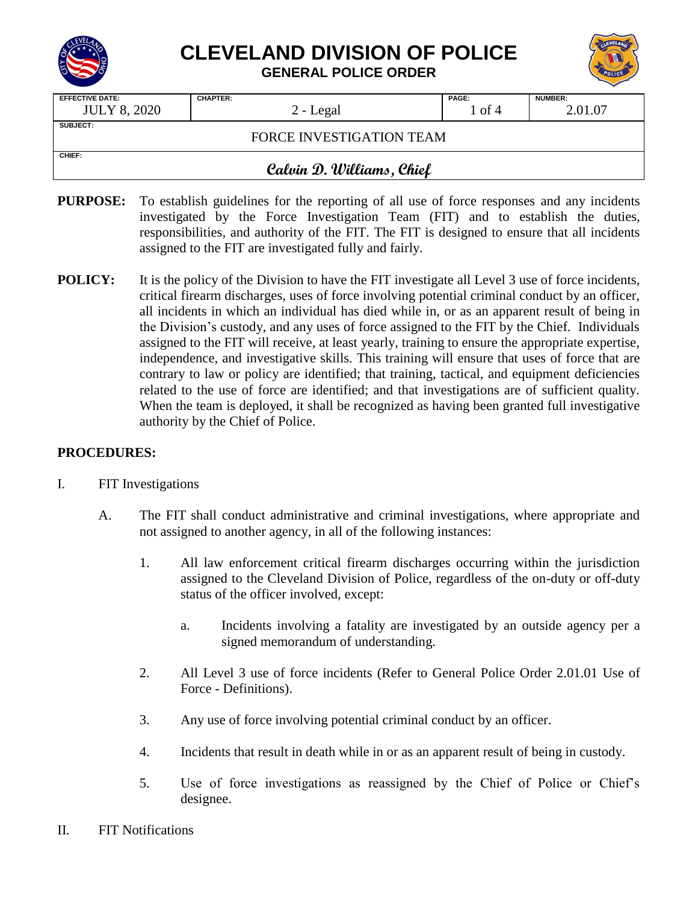# CLEVELAND DIVISION OF POLICE

## GENERAL POLICE ORDER

| EFFECTIVE DATE: | CHAPTER: | PAGE: | NUMBER: |
|---|---|---|---|
| JULY 8, 2020 | 2 - Legal | 1 of 4 | 2.01.07 |
| **SUBJECT:** | | | |
| FORCE INVESTIGATION TEAM | | | |
| **CHIEF:** | | | |
| *Calvin D. Williams, Chief* | | | |

**PURPOSE:** To establish guidelines for the reporting of all use of force responses and any incidents investigated by the Force Investigation Team (FIT) and to establish the duties, responsibilities, and authority of the FIT. The FIT is designed to ensure that all incidents assigned to the FIT are investigated fully and fairly.

**POLICY:** It is the policy of the Division to have the FIT investigate all Level 3 use of force incidents, critical firearm discharges, uses of force involving potential criminal conduct by an officer, all incidents in which an individual has died while in, or as an apparent result of being in the Division's custody, and any uses of force assigned to the FIT by the Chief. Individuals assigned to the FIT will receive, at least yearly, training to ensure the appropriate expertise, independence, and investigative skills. This training will ensure that uses of force that are contrary to law or policy are identified; that training, tactical, and equipment deficiencies related to the use of force are identified; and that investigations are of sufficient quality. When the team is deployed, it shall be recognized as having been granted full investigative authority by the Chief of Police.

**PROCEDURES:**

I. FIT Investigations

   A. The FIT shall conduct administrative and criminal investigations, where appropriate and not assigned to another agency, in all of the following instances:

      1. All law enforcement critical firearm discharges occurring within the jurisdiction assigned to the Cleveland Division of Police, regardless of the on-duty or off-duty status of the officer involved, except:

         a. Incidents involving a fatality are investigated by an outside agency per a signed memorandum of understanding.

      2. All Level 3 use of force incidents (Refer to General Police Order 2.01.01 Use of Force - Definitions).

      3. Any use of force involving potential criminal conduct by an officer.

      4. Incidents that result in death while in or as an apparent result of being in custody.

      5. Use of force investigations as reassigned by the Chief of Police or Chief's designee.

II. FIT Notifications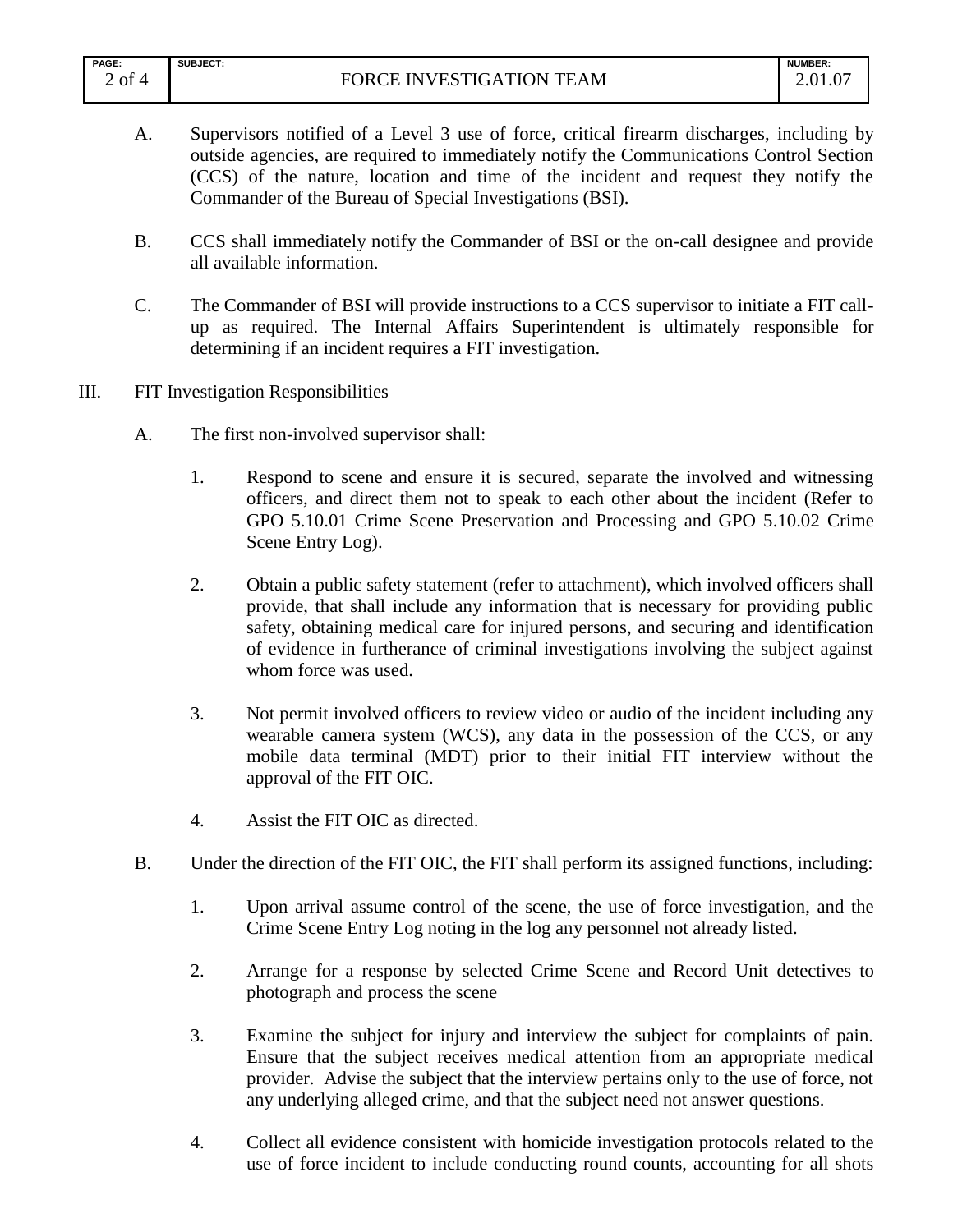A. Supervisors notified of a Level 3 use of force, critical firearm discharges, including by outside agencies, are required to immediately notify the Communications Control Section (CCS) of the nature, location and time of the incident and request they notify the Commander of the Bureau of Special Investigations (BSI).

B. CCS shall immediately notify the Commander of BSI or the on-call designee and provide all available information.

C. The Commander of BSI will provide instructions to a CCS supervisor to initiate a FIT call-up as required. The Internal Affairs Superintendent is ultimately responsible for determining if an incident requires a FIT investigation.

III. FIT Investigation Responsibilities

A. The first non-involved supervisor shall:

1. Respond to scene and ensure it is secured, separate the involved and witnessing officers, and direct them not to speak to each other about the incident (Refer to GPO 5.10.01 Crime Scene Preservation and Processing and GPO 5.10.02 Crime Scene Entry Log).

2. Obtain a public safety statement (refer to attachment), which involved officers shall provide, that shall include any information that is necessary for providing public safety, obtaining medical care for injured persons, and securing and identification of evidence in furtherance of criminal investigations involving the subject against whom force was used.

3. Not permit involved officers to review video or audio of the incident including any wearable camera system (WCS), any data in the possession of the CCS, or any mobile data terminal (MDT) prior to their initial FIT interview without the approval of the FIT OIC.

4. Assist the FIT OIC as directed.

B. Under the direction of the FIT OIC, the FIT shall perform its assigned functions, including:

1. Upon arrival assume control of the scene, the use of force investigation, and the Crime Scene Entry Log noting in the log any personnel not already listed.

2. Arrange for a response by selected Crime Scene and Record Unit detectives to photograph and process the scene

3. Examine the subject for injury and interview the subject for complaints of pain. Ensure that the subject receives medical attention from an appropriate medical provider. Advise the subject that the interview pertains only to the use of force, not any underlying alleged crime, and that the subject need not answer questions.

4. Collect all evidence consistent with homicide investigation protocols related to the use of force incident to include conducting round counts, accounting for all shots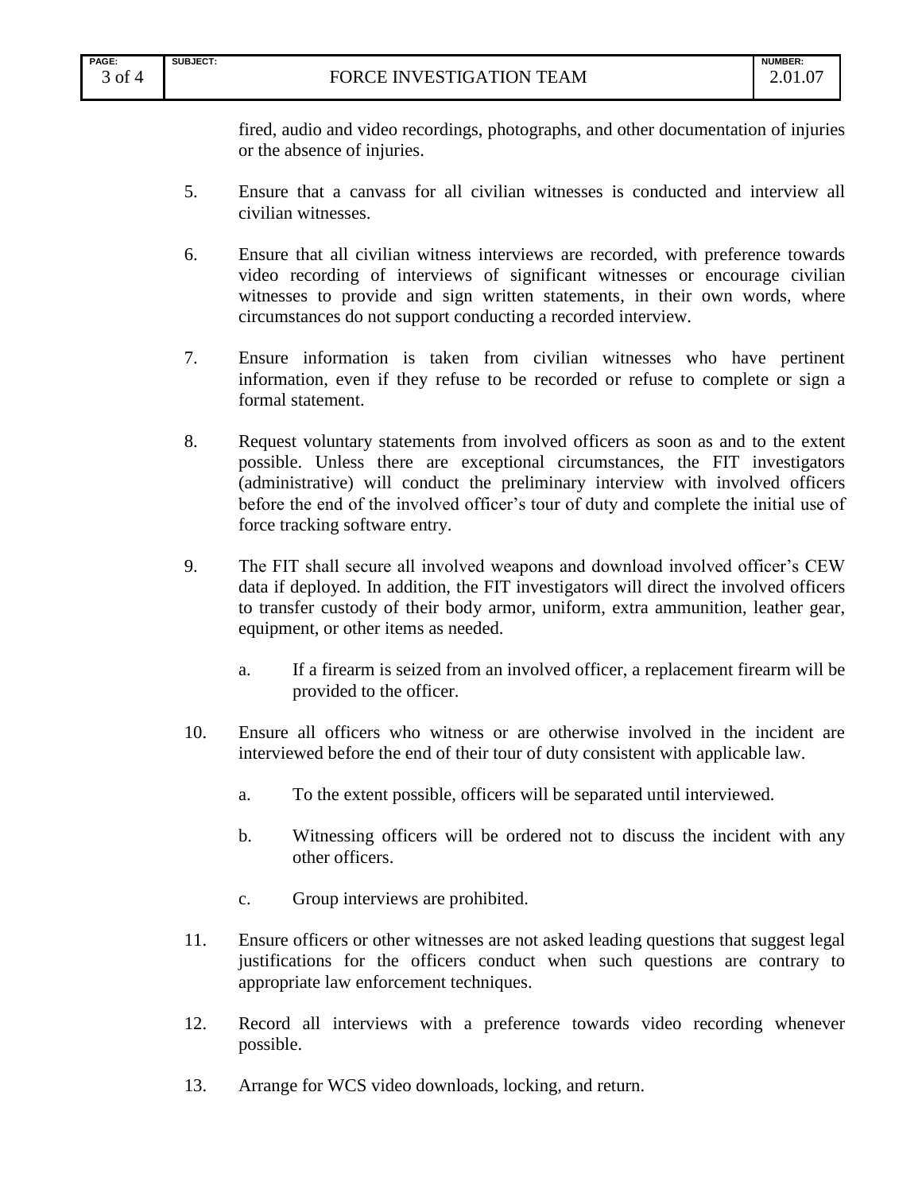fired, audio and video recordings, photographs, and other documentation of injuries or the absence of injuries.

5. Ensure that a canvass for all civilian witnesses is conducted and interview all civilian witnesses.

6. Ensure that all civilian witness interviews are recorded, with preference towards video recording of interviews of significant witnesses or encourage civilian witnesses to provide and sign written statements, in their own words, where circumstances do not support conducting a recorded interview.

7. Ensure information is taken from civilian witnesses who have pertinent information, even if they refuse to be recorded or refuse to complete or sign a formal statement.

8. Request voluntary statements from involved officers as soon as and to the extent possible. Unless there are exceptional circumstances, the FIT investigators (administrative) will conduct the preliminary interview with involved officers before the end of the involved officer's tour of duty and complete the initial use of force tracking software entry.

9. The FIT shall secure all involved weapons and download involved officer's CEW data if deployed. In addition, the FIT investigators will direct the involved officers to transfer custody of their body armor, uniform, extra ammunition, leather gear, equipment, or other items as needed.

   a. If a firearm is seized from an involved officer, a replacement firearm will be provided to the officer.

10. Ensure all officers who witness or are otherwise involved in the incident are interviewed before the end of their tour of duty consistent with applicable law.

    a. To the extent possible, officers will be separated until interviewed.

    b. Witnessing officers will be ordered not to discuss the incident with any other officers.

    c. Group interviews are prohibited.

11. Ensure officers or other witnesses are not asked leading questions that suggest legal justifications for the officers conduct when such questions are contrary to appropriate law enforcement techniques.

12. Record all interviews with a preference towards video recording whenever possible.

13. Arrange for WCS video downloads, locking, and return.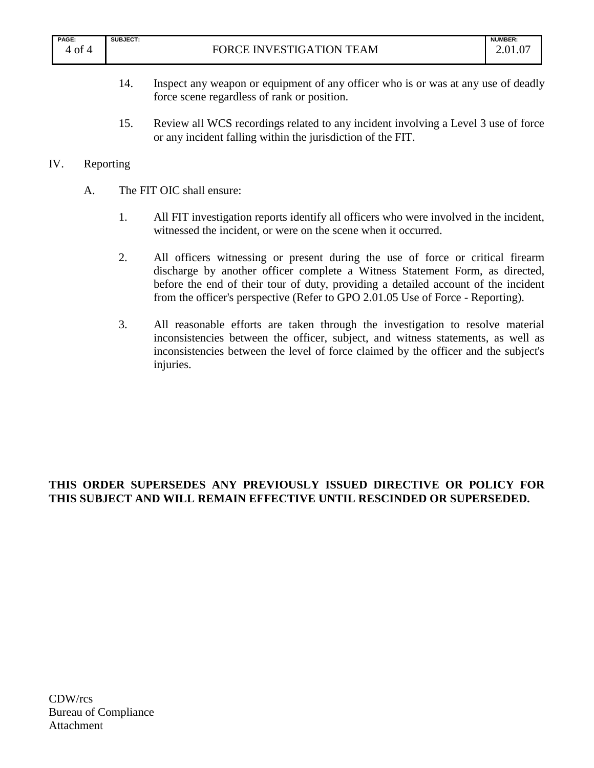14. Inspect any weapon or equipment of any officer who is or was at any use of deadly force scene regardless of rank or position.

15. Review all WCS recordings related to any incident involving a Level 3 use of force or any incident falling within the jurisdiction of the FIT.

IV. Reporting

A. The FIT OIC shall ensure:

1. All FIT investigation reports identify all officers who were involved in the incident, witnessed the incident, or were on the scene when it occurred.

2. All officers witnessing or present during the use of force or critical firearm discharge by another officer complete a Witness Statement Form, as directed, before the end of their tour of duty, providing a detailed account of the incident from the officer's perspective (Refer to GPO 2.01.05 Use of Force - Reporting).

3. All reasonable efforts are taken through the investigation to resolve material inconsistencies between the officer, subject, and witness statements, as well as inconsistencies between the level of force claimed by the officer and the subject's injuries.

**THIS ORDER SUPERSEDES ANY PREVIOUSLY ISSUED DIRECTIVE OR POLICY FOR THIS SUBJECT AND WILL REMAIN EFFECTIVE UNTIL RESCINDED OR SUPERSEDED.**

CDW/rcs
Bureau of Compliance
Attachment